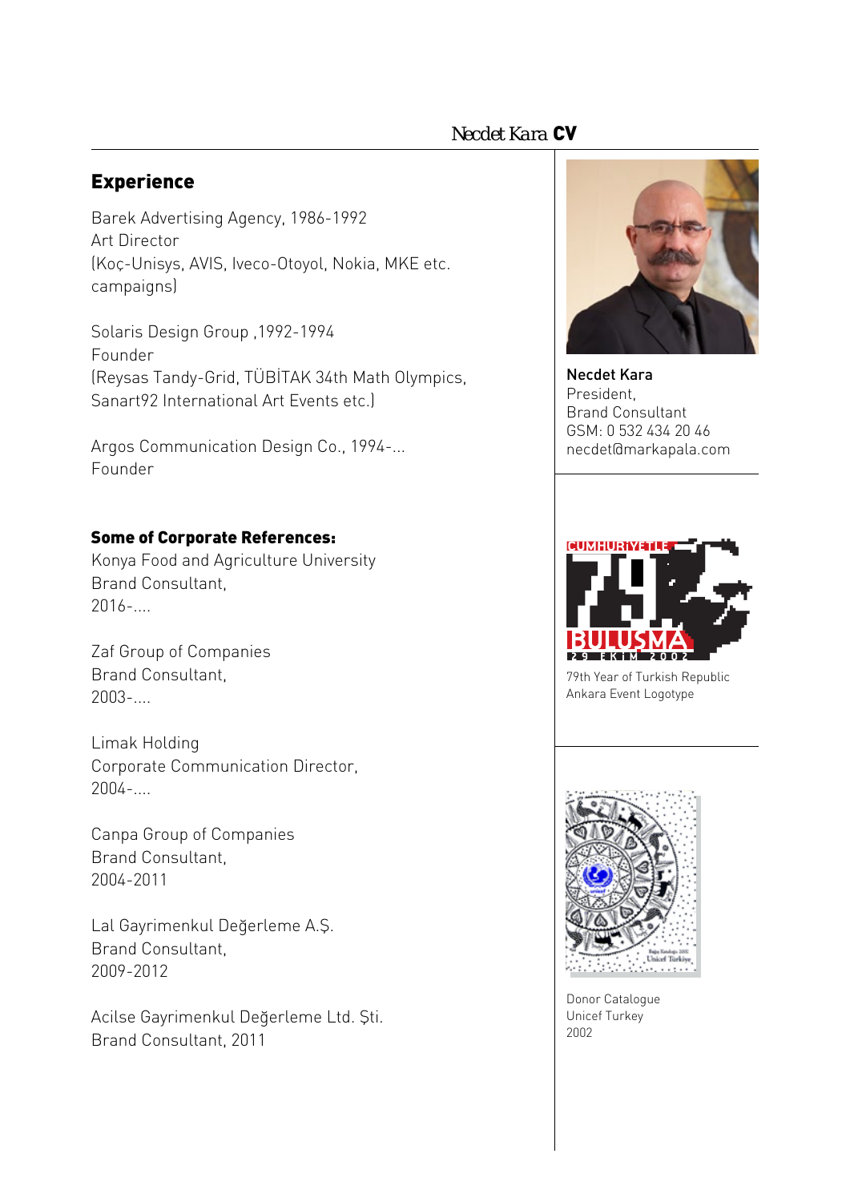# Necdet Kara **CV**

## Experience

Barek Advertising Agency, 1986-1992
Art Director
(Koç-Unisys, AVIS, Iveco-Otoyol, Nokia, MKE etc. campaigns)

Solaris Design Group ,1992-1994
Founder
(Reysas Tandy-Grid, TÜBİTAK 34th Math Olympics, Sanart92 International Art Events etc.)

Argos Communication Design Co., 1994-...
Founder

**Some of Corporate References:**

Konya Food and Agriculture University
Brand Consultant,
2016-....

Zaf Group of Companies
Brand Consultant,
2003-....

Limak Holding
Corporate Communication Director,
2004-....

Canpa Group of Companies
Brand Consultant,
2004-2011

Lal Gayrimenkul Değerleme A.Ş.
Brand Consultant,
2009-2012

Acilse Gayrimenkul Değerleme Ltd. Şti.
Brand Consultant, 2011

**Necdet Kara**
President,
Brand Consultant
GSM: 0 532 434 20 46
necdet@markapala.com

79th Year of Turkish Republic
Ankara Event Logotype

Donor Catalogue
Unicef Turkey
2002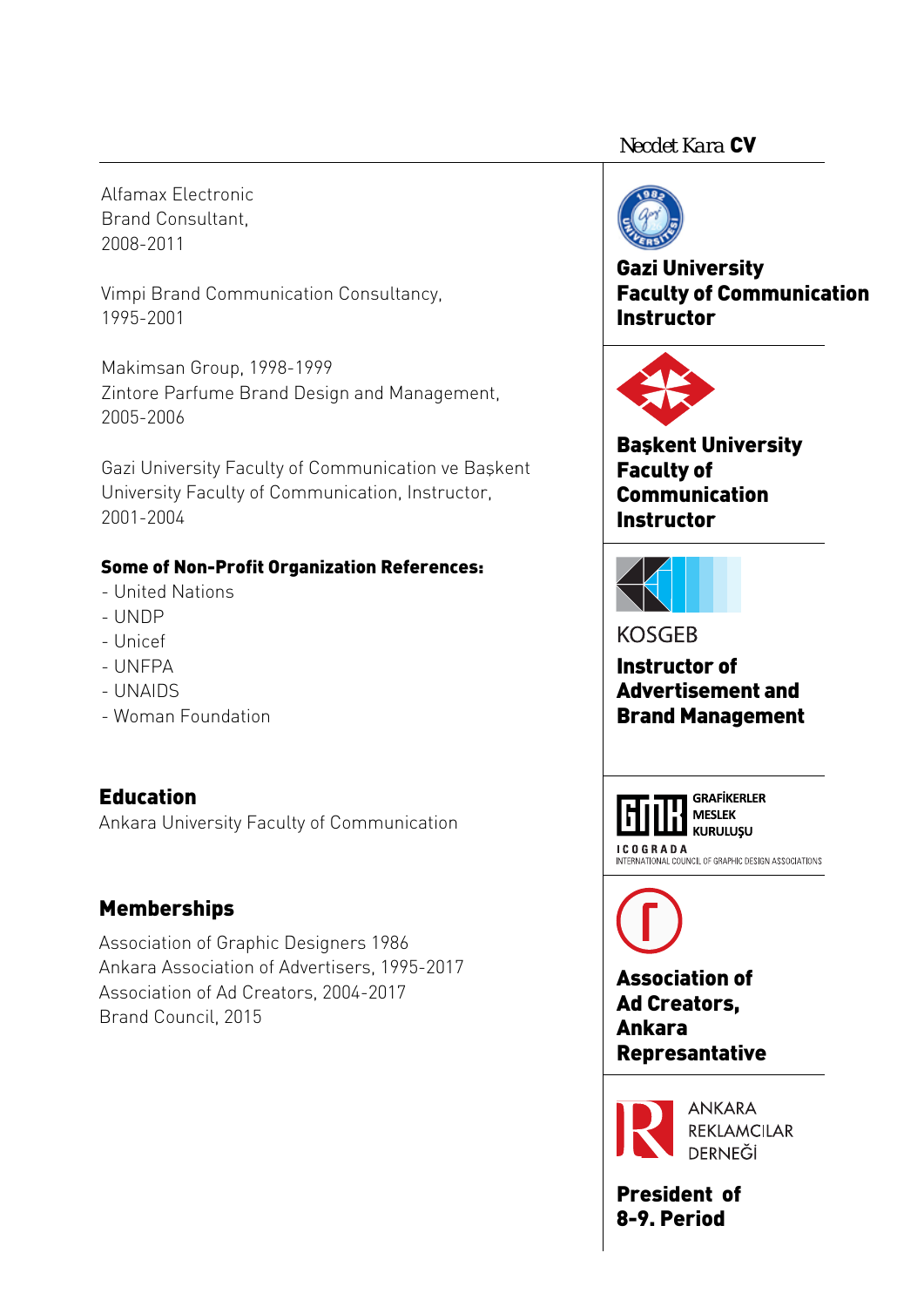Alfamax Electronic
Brand Consultant,
2008-2011

Vimpi Brand Communication Consultancy,
1995-2001

Makimsan Group, 1998-1999
Zintore Parfume Brand Design and Management,
2005-2006

Gazi University Faculty of Communication ve Başkent University Faculty of Communication, Instructor,
2001-2004

**Some of Non-Profit Organization References:**

- United Nations
- UNDP
- Unicef
- UNFPA
- UNAIDS
- Woman Foundation

## Education

Ankara University Faculty of Communication

## Memberships

Association of Graphic Designers 1986
Ankara Association of Advertisers, 1995-2017
Association of Ad Creators, 2004-2017
Brand Council, 2015

**Gazi University Faculty of Communication Instructor**

**Başkent University Faculty of Communication Instructor**

KOSGEB

**Instructor of Advertisement and Brand Management**

GRAFİKERLER MESLEK KURULUŞU
ICOGRADA
INTERNATIONAL COUNCIL OF GRAPHIC DESIGN ASSOCIATIONS

**Association of Ad Creators, Ankara Represantative**

ANKARA REKLAMCILAR DERNEĞİ

**President of 8-9. Period**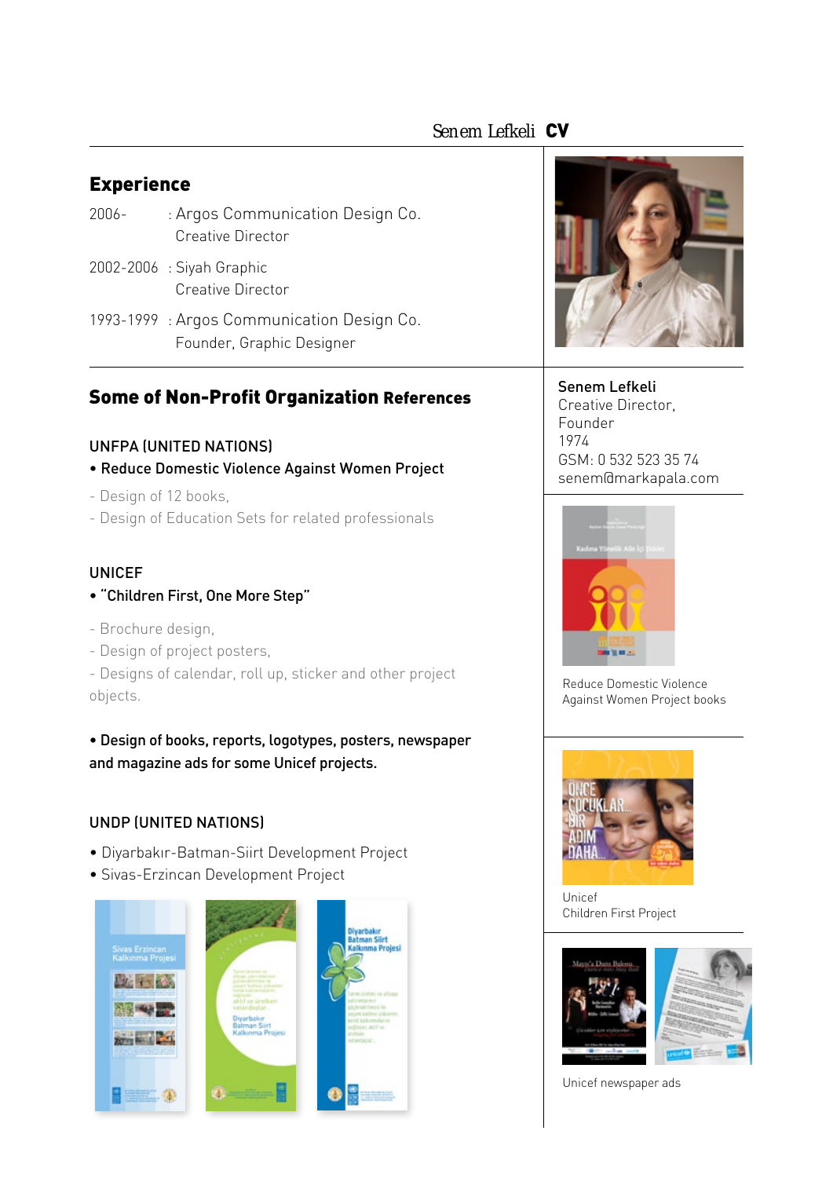Senem Lefkeli **CV**

## Experience

2006- : Argos Communication Design Co.
Creative Director

2002-2006 : Siyah Graphic
Creative Director

1993-1999 : Argos Communication Design Co.
Founder, Graphic Designer

**Senem Lefkeli**
Creative Director,
Founder
1974
GSM: 0 532 523 35 74
senem@markapala.com

## Some of Non-Profit Organization References

UNFPA (UNITED NATIONS)

- **Reduce Domestic Violence Against Women Project**

- Design of 12 books,
- Design of Education Sets for related professionals

Reduce Domestic Violence Against Women Project books

UNICEF

- **"Children First, One More Step"**

- Brochure design,
- Design of project posters,
- Designs of calendar, roll up, sticker and other project objects.

- **Design of books, reports, logotypes, posters, newspaper and magazine ads for some Unicef projects.**

Unicef
Children First Project

UNDP (UNITED NATIONS)

- Diyarbakır-Batman-Siirt Development Project
- Sivas-Erzincan Development Project

Unicef newspaper ads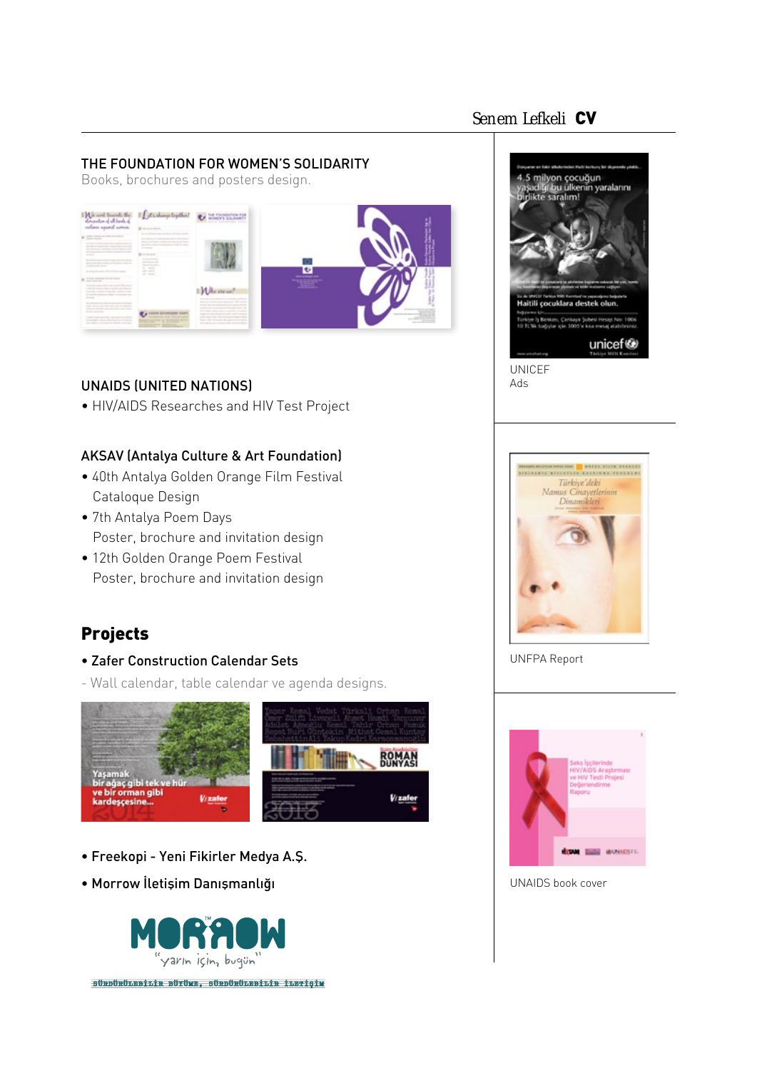### THE FOUNDATION FOR WOMEN'S SOLIDARITY

Books, brochures and posters design.

### UNAIDS (UNITED NATIONS)

- HIV/AIDS Researches and HIV Test Project

### AKSAV (Antalya Culture & Art Foundation)

- 40th Antalya Golden Orange Film Festival
  Cataloque Design
- 7th Antalya Poem Days
  Poster, brochure and invitation design
- 12th Golden Orange Poem Festival
  Poster, brochure and invitation design

## Projects

- **Zafer Construction Calendar Sets**

- Wall calendar, table calendar ve agenda designs.

- **Freekopi - Yeni Fikirler Medya A.Ş.**
- **Morrow İletişim Danışmanlığı**

UNICEF
Ads

UNFPA Report

UNAIDS book cover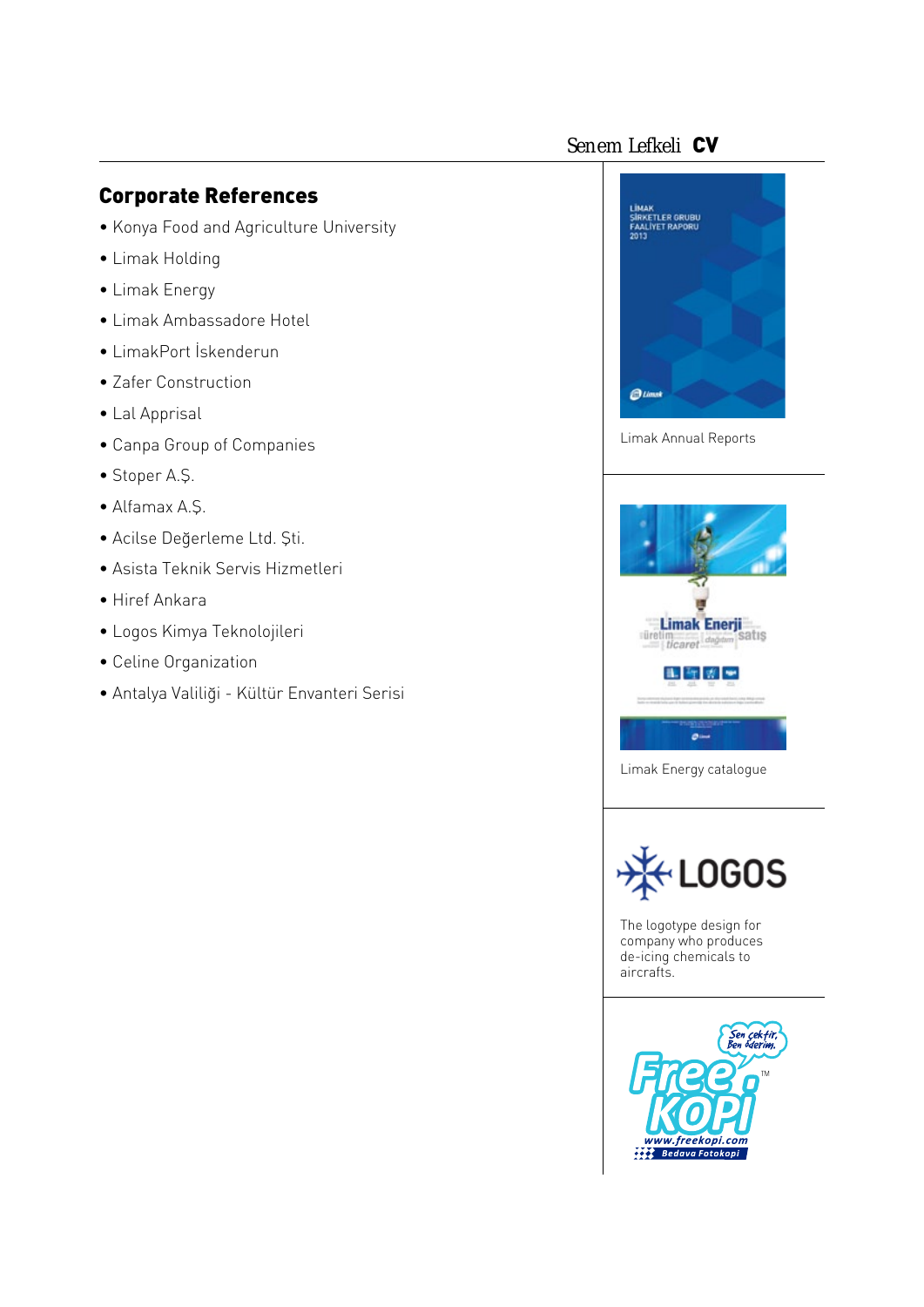## Corporate References

- Konya Food and Agriculture University
- Limak Holding
- Limak Energy
- Limak Ambassadore Hotel
- LimakPort İskenderun
- Zafer Construction
- Lal Apprisal
- Canpa Group of Companies
- Stoper A.Ş.
- Alfamax A.Ş.
- Acilse Değerleme Ltd. Şti.
- Asista Teknik Servis Hizmetleri
- Hiref Ankara
- Logos Kimya Teknolojileri
- Celine Organization
- Antalya Valiliği - Kültür Envanteri Serisi

Limak Annual Reports

Limak Energy catalogue

The logotype design for company who produces de-icing chemicals to aircrafts.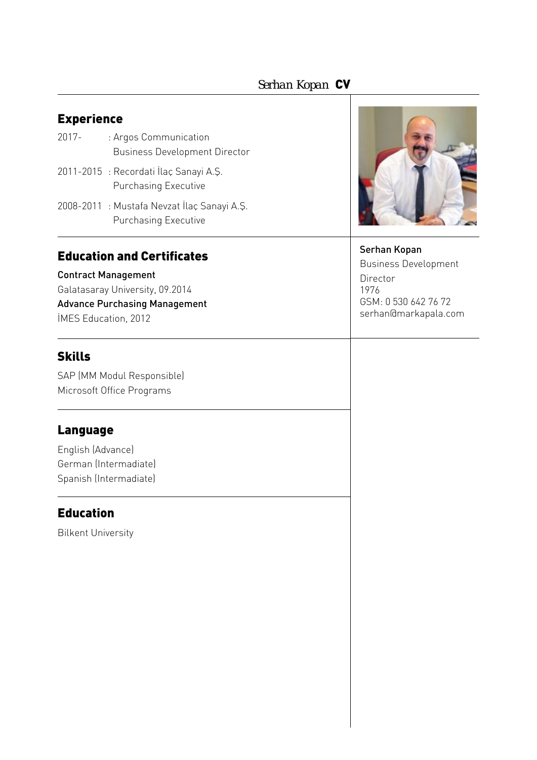# Serhan Kopan **CV**

## Experience

2017- : Argos Communication
Business Development Director

2011-2015 : Recordati İlaç Sanayi A.Ş.
Purchasing Executive

2008-2011 : Mustafa Nevzat İlaç Sanayi A.Ş.
Purchasing Executive

Serhan Kopan
Business Development Director
1976
GSM: 0 530 642 76 72
serhan@markapala.com

## Education and Certificates

**Contract Management**
Galatasaray University, 09.2014

**Advance Purchasing Management**
İMES Education, 2012

## Skills

SAP (MM Modul Responsible)
Microsoft Office Programs

## Language

English (Advance)
German (Intermadiate)
Spanish (Intermadiate)

## Education

Bilkent University